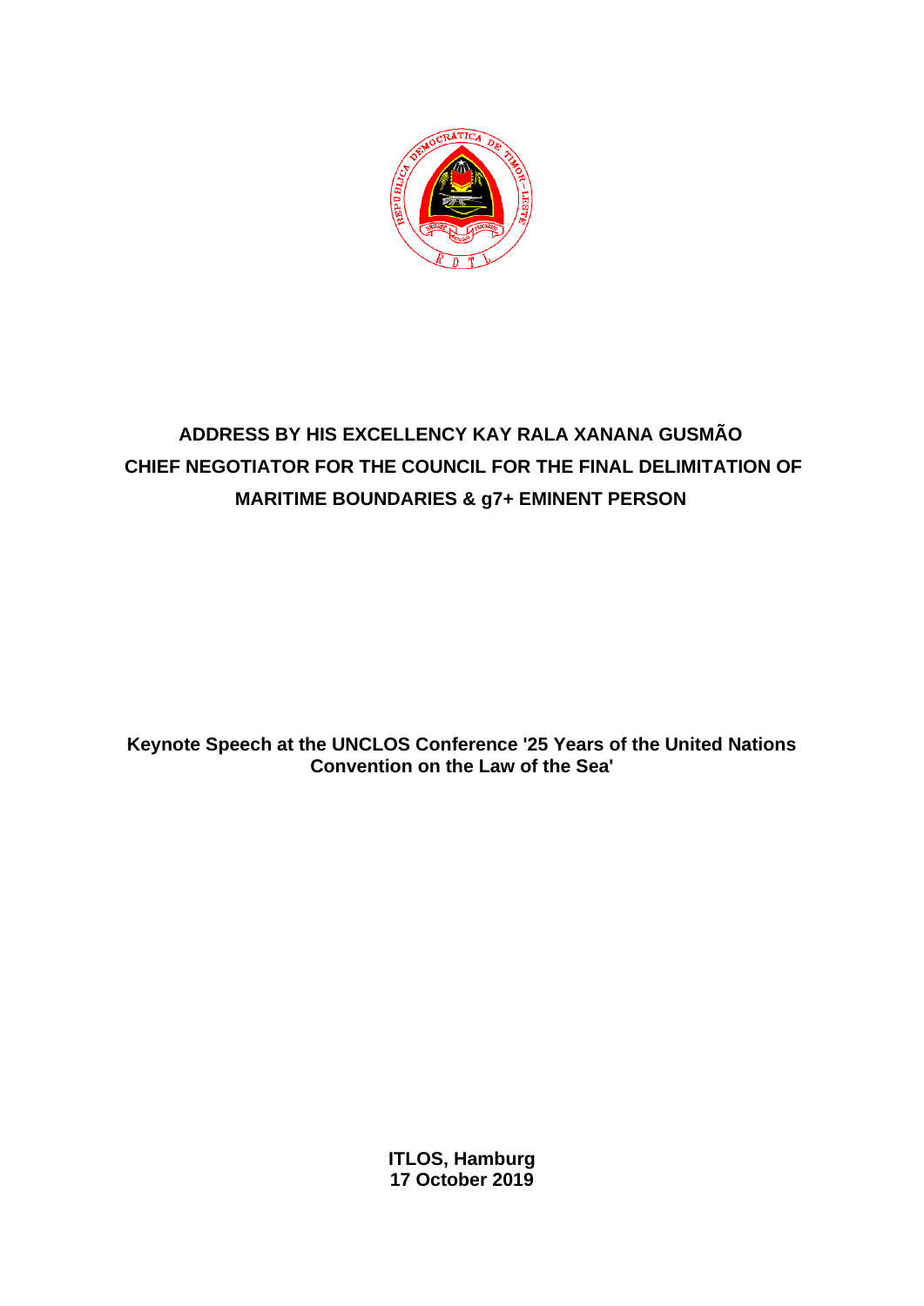# ADDRESS BY HIS EXCELLENCY KAY RALA XANANA GUSMÃO CHIEF NEGOTIATOR FOR THE COUNCIL FOR THE FINAL DELIMITATION OF MARITIME BOUNDARIES & g7+ EMINENT PERSON

**Keynote Speech at the UNCLOS Conference '25 Years of the United Nations Convention on the Law of the Sea'**

**ITLOS, Hamburg**
**17 October 2019**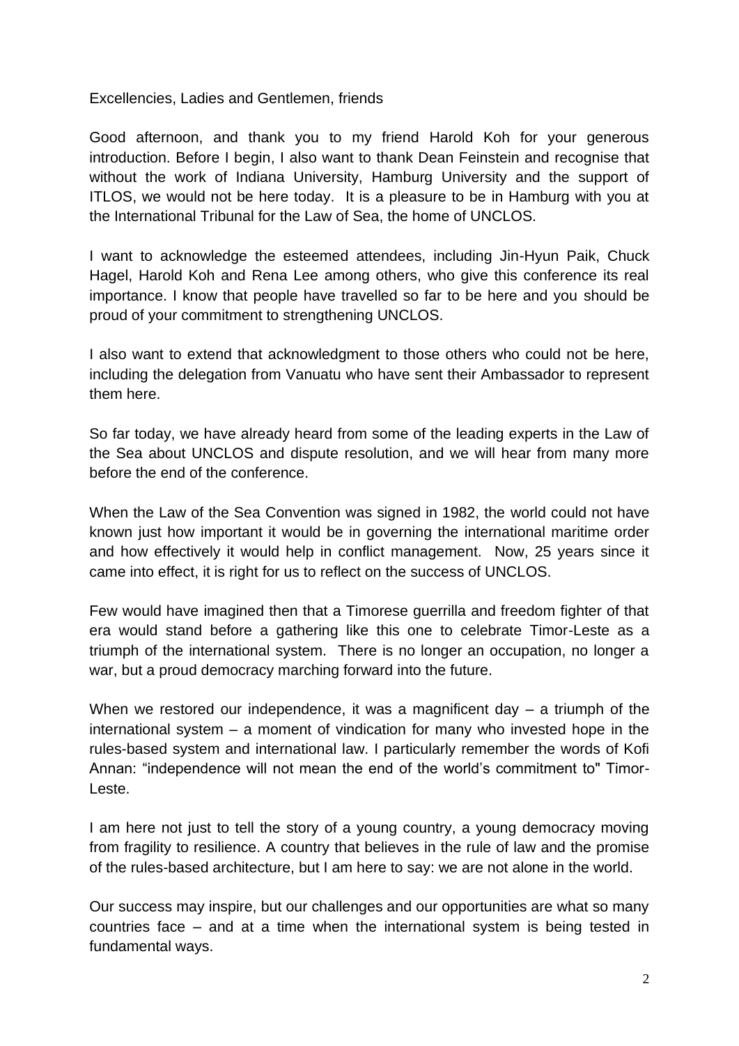Excellencies, Ladies and Gentlemen, friends

Good afternoon, and thank you to my friend Harold Koh for your generous introduction. Before I begin, I also want to thank Dean Feinstein and recognise that without the work of Indiana University, Hamburg University and the support of ITLOS, we would not be here today. It is a pleasure to be in Hamburg with you at the International Tribunal for the Law of Sea, the home of UNCLOS.

I want to acknowledge the esteemed attendees, including Jin-Hyun Paik, Chuck Hagel, Harold Koh and Rena Lee among others, who give this conference its real importance. I know that people have travelled so far to be here and you should be proud of your commitment to strengthening UNCLOS.

I also want to extend that acknowledgment to those others who could not be here, including the delegation from Vanuatu who have sent their Ambassador to represent them here.

So far today, we have already heard from some of the leading experts in the Law of the Sea about UNCLOS and dispute resolution, and we will hear from many more before the end of the conference.

When the Law of the Sea Convention was signed in 1982, the world could not have known just how important it would be in governing the international maritime order and how effectively it would help in conflict management. Now, 25 years since it came into effect, it is right for us to reflect on the success of UNCLOS.

Few would have imagined then that a Timorese guerrilla and freedom fighter of that era would stand before a gathering like this one to celebrate Timor-Leste as a triumph of the international system. There is no longer an occupation, no longer a war, but a proud democracy marching forward into the future.

When we restored our independence, it was a magnificent day – a triumph of the international system – a moment of vindication for many who invested hope in the rules-based system and international law. I particularly remember the words of Kofi Annan: "independence will not mean the end of the world's commitment to" Timor-Leste.

I am here not just to tell the story of a young country, a young democracy moving from fragility to resilience. A country that believes in the rule of law and the promise of the rules-based architecture, but I am here to say: we are not alone in the world.

Our success may inspire, but our challenges and our opportunities are what so many countries face – and at a time when the international system is being tested in fundamental ways.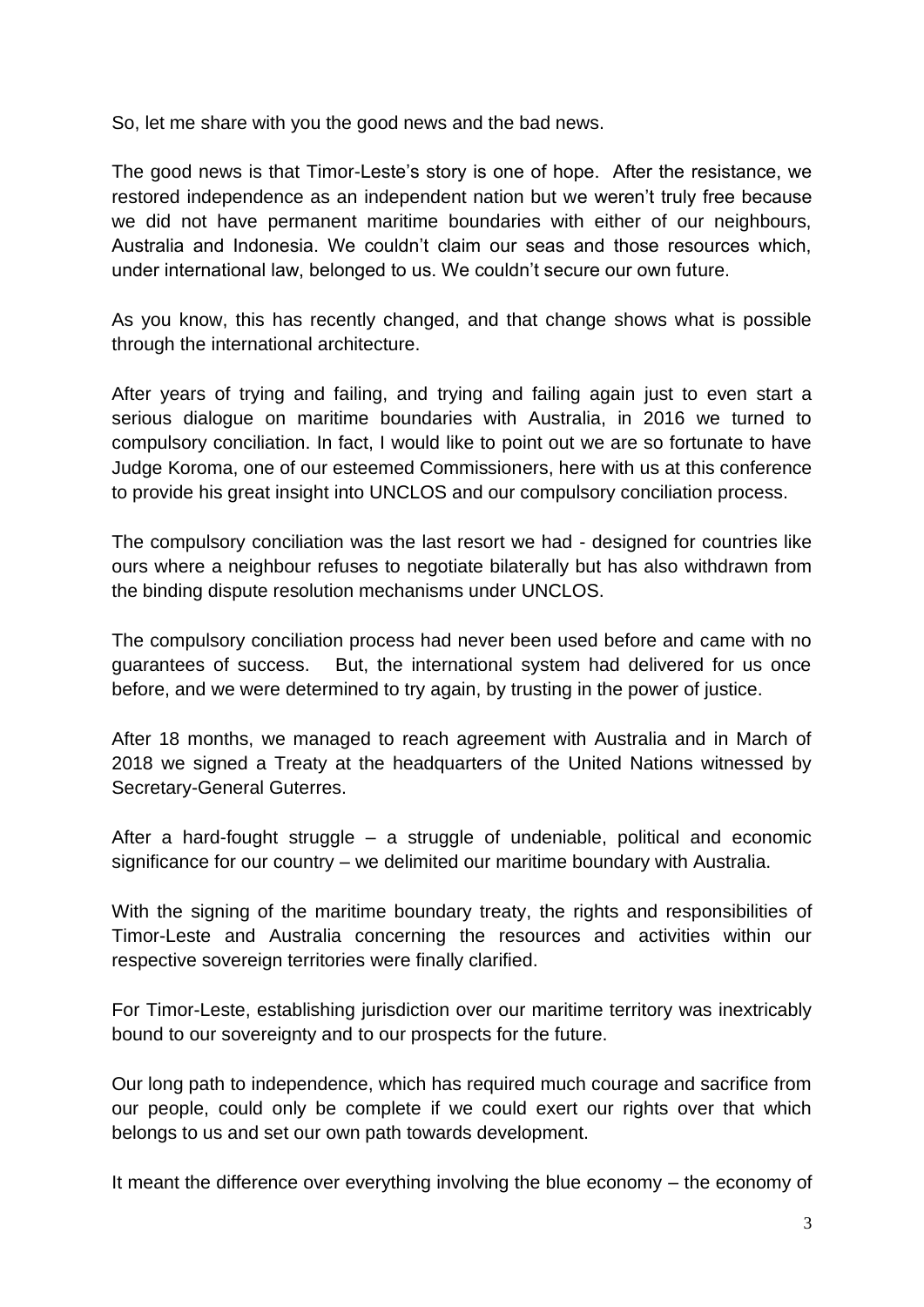So, let me share with you the good news and the bad news.

The good news is that Timor-Leste's story is one of hope. After the resistance, we restored independence as an independent nation but we weren't truly free because we did not have permanent maritime boundaries with either of our neighbours, Australia and Indonesia. We couldn't claim our seas and those resources which, under international law, belonged to us. We couldn't secure our own future.

As you know, this has recently changed, and that change shows what is possible through the international architecture.

After years of trying and failing, and trying and failing again just to even start a serious dialogue on maritime boundaries with Australia, in 2016 we turned to compulsory conciliation. In fact, I would like to point out we are so fortunate to have Judge Koroma, one of our esteemed Commissioners, here with us at this conference to provide his great insight into UNCLOS and our compulsory conciliation process.

The compulsory conciliation was the last resort we had - designed for countries like ours where a neighbour refuses to negotiate bilaterally but has also withdrawn from the binding dispute resolution mechanisms under UNCLOS.

The compulsory conciliation process had never been used before and came with no guarantees of success. But, the international system had delivered for us once before, and we were determined to try again, by trusting in the power of justice.

After 18 months, we managed to reach agreement with Australia and in March of 2018 we signed a Treaty at the headquarters of the United Nations witnessed by Secretary-General Guterres.

After a hard-fought struggle – a struggle of undeniable, political and economic significance for our country – we delimited our maritime boundary with Australia.

With the signing of the maritime boundary treaty, the rights and responsibilities of Timor-Leste and Australia concerning the resources and activities within our respective sovereign territories were finally clarified.

For Timor-Leste, establishing jurisdiction over our maritime territory was inextricably bound to our sovereignty and to our prospects for the future.

Our long path to independence, which has required much courage and sacrifice from our people, could only be complete if we could exert our rights over that which belongs to us and set our own path towards development.

It meant the difference over everything involving the blue economy – the economy of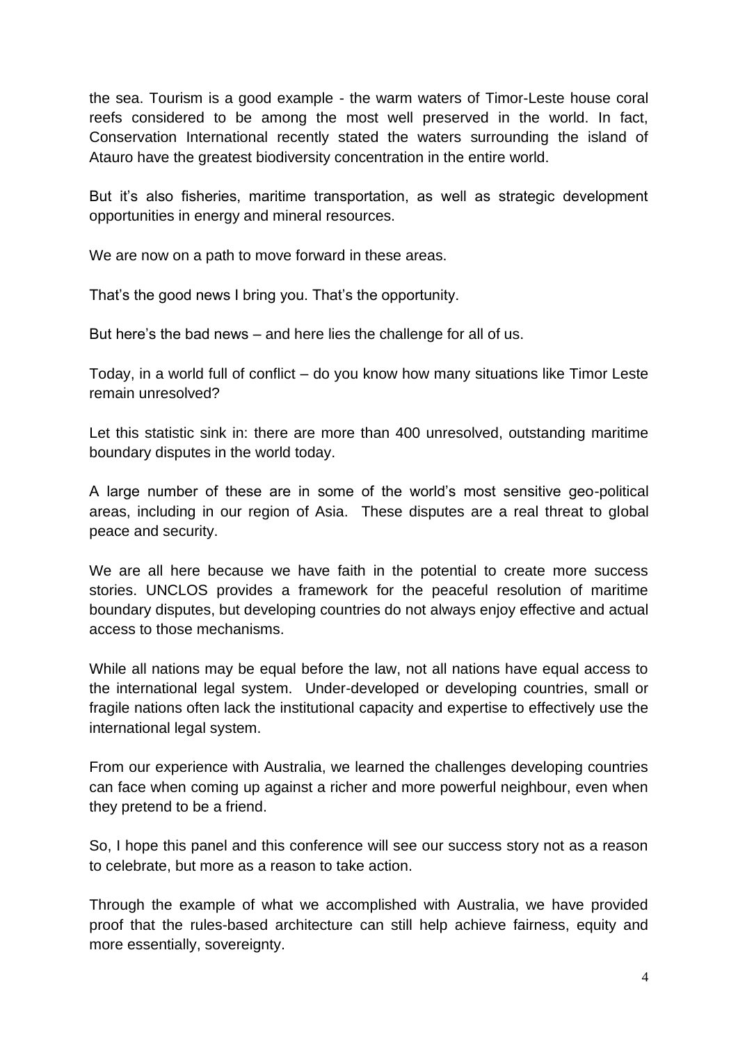the sea. Tourism is a good example - the warm waters of Timor-Leste house coral reefs considered to be among the most well preserved in the world. In fact, Conservation International recently stated the waters surrounding the island of Atauro have the greatest biodiversity concentration in the entire world.

But it's also fisheries, maritime transportation, as well as strategic development opportunities in energy and mineral resources.

We are now on a path to move forward in these areas.

That's the good news I bring you. That's the opportunity.

But here's the bad news – and here lies the challenge for all of us.

Today, in a world full of conflict – do you know how many situations like Timor Leste remain unresolved?

Let this statistic sink in: there are more than 400 unresolved, outstanding maritime boundary disputes in the world today.

A large number of these are in some of the world's most sensitive geo-political areas, including in our region of Asia. These disputes are a real threat to global peace and security.

We are all here because we have faith in the potential to create more success stories. UNCLOS provides a framework for the peaceful resolution of maritime boundary disputes, but developing countries do not always enjoy effective and actual access to those mechanisms.

While all nations may be equal before the law, not all nations have equal access to the international legal system. Under-developed or developing countries, small or fragile nations often lack the institutional capacity and expertise to effectively use the international legal system.

From our experience with Australia, we learned the challenges developing countries can face when coming up against a richer and more powerful neighbour, even when they pretend to be a friend.

So, I hope this panel and this conference will see our success story not as a reason to celebrate, but more as a reason to take action.

Through the example of what we accomplished with Australia, we have provided proof that the rules-based architecture can still help achieve fairness, equity and more essentially, sovereignty.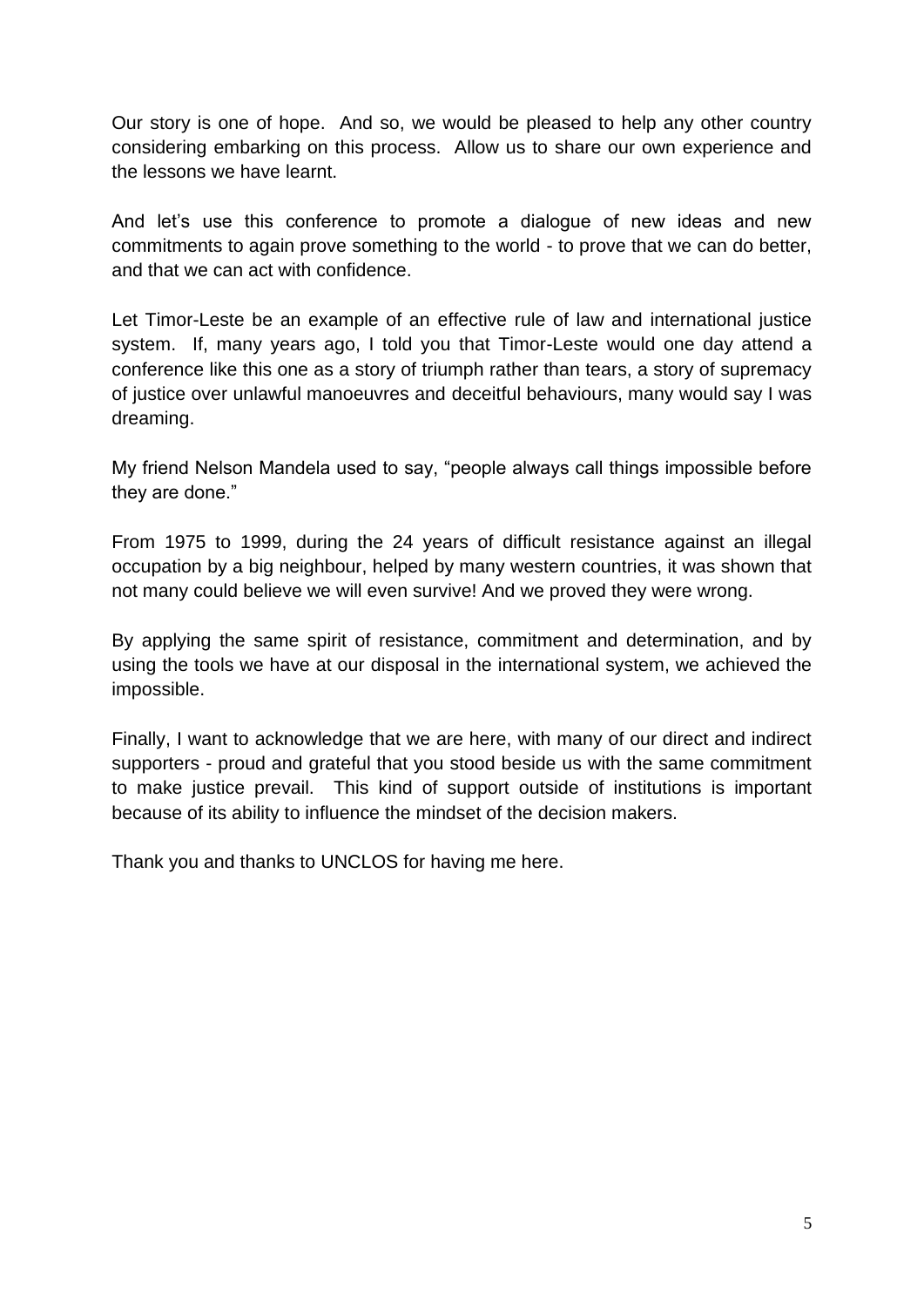Our story is one of hope. And so, we would be pleased to help any other country considering embarking on this process. Allow us to share our own experience and the lessons we have learnt.

And let's use this conference to promote a dialogue of new ideas and new commitments to again prove something to the world - to prove that we can do better, and that we can act with confidence.

Let Timor-Leste be an example of an effective rule of law and international justice system. If, many years ago, I told you that Timor-Leste would one day attend a conference like this one as a story of triumph rather than tears, a story of supremacy of justice over unlawful manoeuvres and deceitful behaviours, many would say I was dreaming.

My friend Nelson Mandela used to say, "people always call things impossible before they are done."

From 1975 to 1999, during the 24 years of difficult resistance against an illegal occupation by a big neighbour, helped by many western countries, it was shown that not many could believe we will even survive! And we proved they were wrong.

By applying the same spirit of resistance, commitment and determination, and by using the tools we have at our disposal in the international system, we achieved the impossible.

Finally, I want to acknowledge that we are here, with many of our direct and indirect supporters - proud and grateful that you stood beside us with the same commitment to make justice prevail. This kind of support outside of institutions is important because of its ability to influence the mindset of the decision makers.

Thank you and thanks to UNCLOS for having me here.